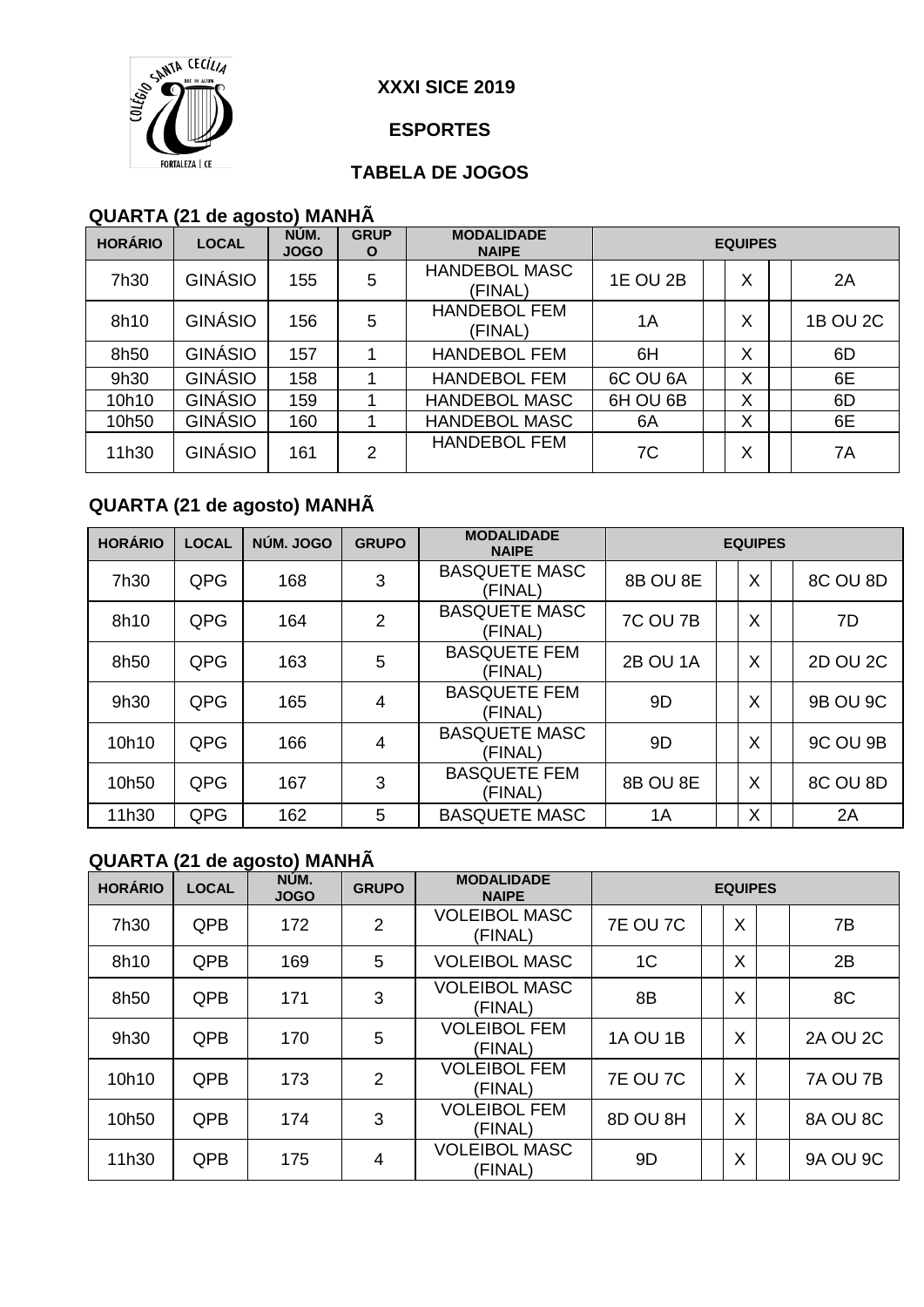XXXI SICE 2019

ESPORTES

TABELA DE JOGOS

**QUARTA (21 de agosto) MANHÃ**

| HORÁRIO | LOCAL | NÚM. JOGO | GRUPO | MODALIDADE NAIPE | EQUIPES | | | | |
|---|---|---|---|---|---|---|---|---|---|
| 7h30 | GINÁSIO | 155 | 5 | HANDEBOL MASC (FINAL) | 1E OU 2B | | X | | 2A |
| 8h10 | GINÁSIO | 156 | 5 | HANDEBOL FEM (FINAL) | 1A | | X | | 1B OU 2C |
| 8h50 | GINÁSIO | 157 | 1 | HANDEBOL FEM | 6H | | X | | 6D |
| 9h30 | GINÁSIO | 158 | 1 | HANDEBOL FEM | 6C OU 6A | | X | | 6E |
| 10h10 | GINÁSIO | 159 | 1 | HANDEBOL MASC | 6H OU 6B | | X | | 6D |
| 10h50 | GINÁSIO | 160 | 1 | HANDEBOL MASC | 6A | | X | | 6E |
| 11h30 | GINÁSIO | 161 | 2 | HANDEBOL FEM | 7C | | X | | 7A |

**QUARTA (21 de agosto) MANHÃ**

| HORÁRIO | LOCAL | NÚM. JOGO | GRUPO | MODALIDADE NAIPE | EQUIPES | | | | |
|---|---|---|---|---|---|---|---|---|---|
| 7h30 | QPG | 168 | 3 | BASQUETE MASC (FINAL) | 8B OU 8E | | X | | 8C OU 8D |
| 8h10 | QPG | 164 | 2 | BASQUETE MASC (FINAL) | 7C OU 7B | | X | | 7D |
| 8h50 | QPG | 163 | 5 | BASQUETE FEM (FINAL) | 2B OU 1A | | X | | 2D OU 2C |
| 9h30 | QPG | 165 | 4 | BASQUETE FEM (FINAL) | 9D | | X | | 9B OU 9C |
| 10h10 | QPG | 166 | 4 | BASQUETE MASC (FINAL) | 9D | | X | | 9C OU 9B |
| 10h50 | QPG | 167 | 3 | BASQUETE FEM (FINAL) | 8B OU 8E | | X | | 8C OU 8D |
| 11h30 | QPG | 162 | 5 | BASQUETE MASC | 1A | | X | | 2A |

**QUARTA (21 de agosto) MANHÃ**

| HORÁRIO | LOCAL | NÚM. JOGO | GRUPO | MODALIDADE NAIPE | EQUIPES | | | | |
|---|---|---|---|---|---|---|---|---|---|
| 7h30 | QPB | 172 | 2 | VOLEIBOL MASC (FINAL) | 7E OU 7C | | X | | 7B |
| 8h10 | QPB | 169 | 5 | VOLEIBOL MASC | 1C | | X | | 2B |
| 8h50 | QPB | 171 | 3 | VOLEIBOL MASC (FINAL) | 8B | | X | | 8C |
| 9h30 | QPB | 170 | 5 | VOLEIBOL FEM (FINAL) | 1A OU 1B | | X | | 2A OU 2C |
| 10h10 | QPB | 173 | 2 | VOLEIBOL FEM (FINAL) | 7E OU 7C | | X | | 7A OU 7B |
| 10h50 | QPB | 174 | 3 | VOLEIBOL FEM (FINAL) | 8D OU 8H | | X | | 8A OU 8C |
| 11h30 | QPB | 175 | 4 | VOLEIBOL MASC (FINAL) | 9D | | X | | 9A OU 9C |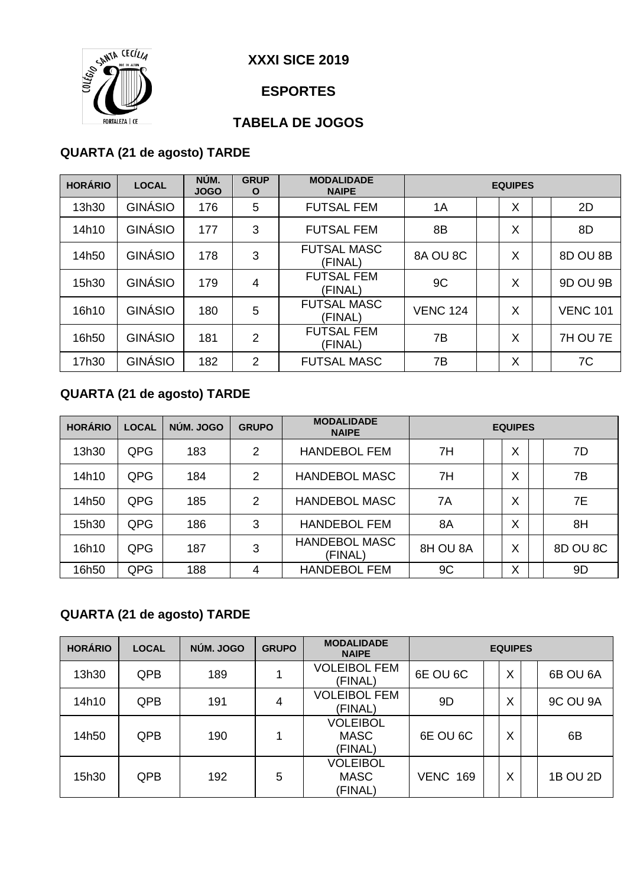**XXXI SICE 2019**

**ESPORTES**

**TABELA DE JOGOS**

## QUARTA (21 de agosto) TARDE

| HORÁRIO | LOCAL | NÚM. JOGO | GRUPO | MODALIDADE NAIPE | EQUIPES | | | | |
|---|---|---|---|---|---|---|---|---|---|
| 13h30 | GINÁSIO | 176 | 5 | FUTSAL FEM | 1A | | X | | 2D |
| 14h10 | GINÁSIO | 177 | 3 | FUTSAL FEM | 8B | | X | | 8D |
| 14h50 | GINÁSIO | 178 | 3 | FUTSAL MASC (FINAL) | 8A OU 8C | | X | | 8D OU 8B |
| 15h30 | GINÁSIO | 179 | 4 | FUTSAL FEM (FINAL) | 9C | | X | | 9D OU 9B |
| 16h10 | GINÁSIO | 180 | 5 | FUTSAL MASC (FINAL) | VENC 124 | | X | | VENC 101 |
| 16h50 | GINÁSIO | 181 | 2 | FUTSAL FEM (FINAL) | 7B | | X | | 7H OU 7E |
| 17h30 | GINÁSIO | 182 | 2 | FUTSAL MASC | 7B | | X | | 7C |

## QUARTA (21 de agosto) TARDE

| HORÁRIO | LOCAL | NÚM. JOGO | GRUPO | MODALIDADE NAIPE | EQUIPES | | | | |
|---|---|---|---|---|---|---|---|---|---|
| 13h30 | QPG | 183 | 2 | HANDEBOL FEM | 7H | | X | | 7D |
| 14h10 | QPG | 184 | 2 | HANDEBOL MASC | 7H | | X | | 7B |
| 14h50 | QPG | 185 | 2 | HANDEBOL MASC | 7A | | X | | 7E |
| 15h30 | QPG | 186 | 3 | HANDEBOL FEM | 8A | | X | | 8H |
| 16h10 | QPG | 187 | 3 | HANDEBOL MASC (FINAL) | 8H OU 8A | | X | | 8D OU 8C |
| 16h50 | QPG | 188 | 4 | HANDEBOL FEM | 9C | | X | | 9D |

## QUARTA (21 de agosto) TARDE

| HORÁRIO | LOCAL | NÚM. JOGO | GRUPO | MODALIDADE NAIPE | EQUIPES | | | | |
|---|---|---|---|---|---|---|---|---|---|
| 13h30 | QPB | 189 | 1 | VOLEIBOL FEM (FINAL) | 6E OU 6C | | X | | 6B OU 6A |
| 14h10 | QPB | 191 | 4 | VOLEIBOL FEM (FINAL) | 9D | | X | | 9C OU 9A |
| 14h50 | QPB | 190 | 1 | VOLEIBOL MASC (FINAL) | 6E OU 6C | | X | | 6B |
| 15h30 | QPB | 192 | 5 | VOLEIBOL MASC (FINAL) | VENC 169 | | X | | 1B OU 2D |